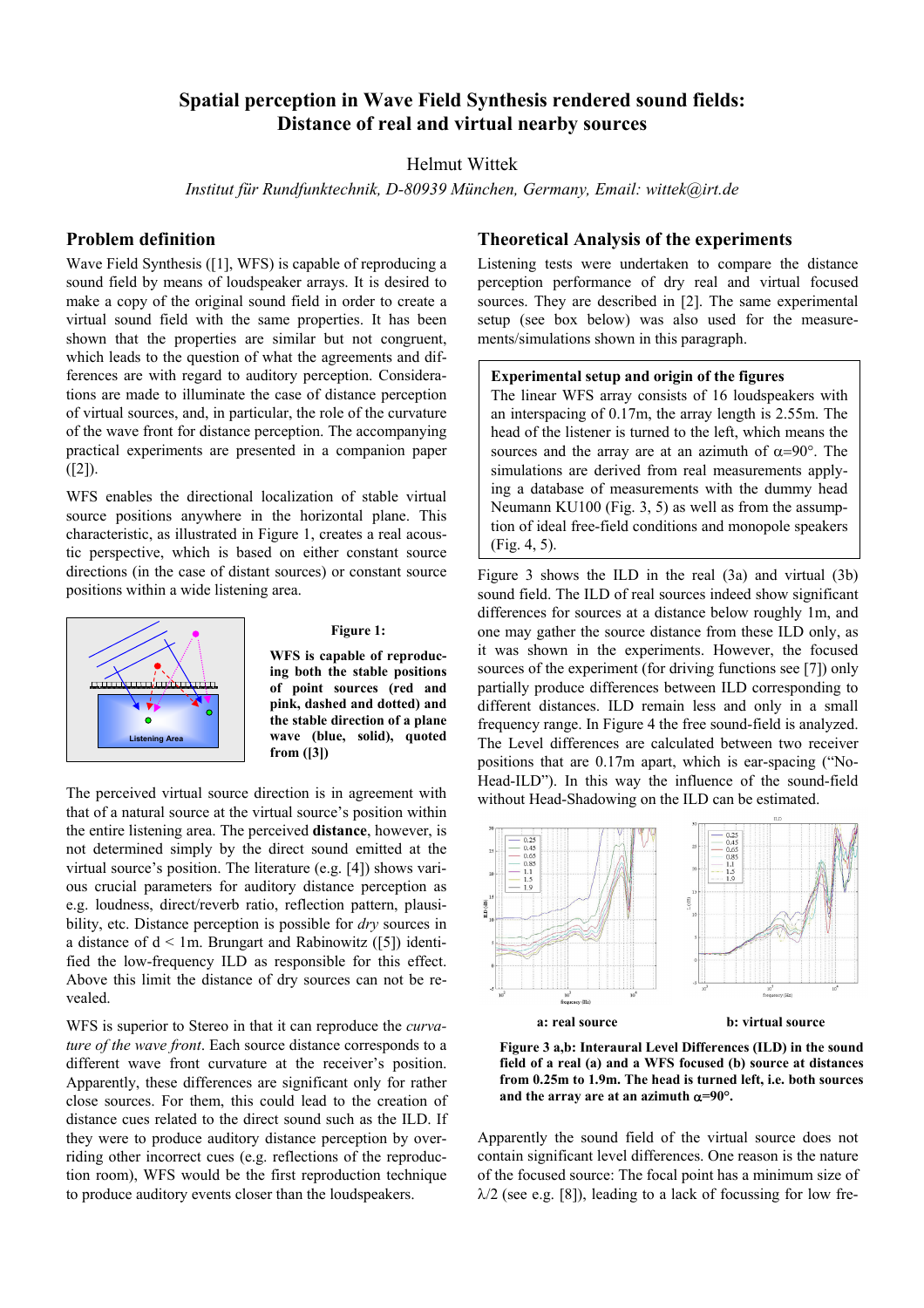# Spatial perception in Wave Field Synthesis rendered sound fields: Distance of real and virtual nearby sources

Helmut Wittek

*Institut für Rundfunktechnik, D-80939 München, Germany, Email: wittek@irt.de*

## Problem definition

Wave Field Synthesis ([1], WFS) is capable of reproducing a sound field by means of loudspeaker arrays. It is desired to make a copy of the original sound field in order to create a virtual sound field with the same properties. It has been shown that the properties are similar but not congruent, which leads to the question of what the agreements and differences are with regard to auditory perception. Considerations are made to illuminate the case of distance perception of virtual sources, and, in particular, the role of the curvature of the wave front for distance perception. The accompanying practical experiments are presented in a companion paper ([2]).

WFS enables the directional localization of stable virtual source positions anywhere in the horizontal plane. This characteristic, as illustrated in Figure 1, creates a real acoustic perspective, which is based on either constant source directions (in the case of distant sources) or constant source positions within a wide listening area.

**Figure 1:**

**WFS is capable of reproducing both the stable positions of point sources (red and pink, dashed and dotted) and the stable direction of a plane wave (blue, solid), quoted from ([3])**

The perceived virtual source direction is in agreement with that of a natural source at the virtual source's position within the entire listening area. The perceived **distance**, however, is not determined simply by the direct sound emitted at the virtual source's position. The literature (e.g. [4]) shows various crucial parameters for auditory distance perception as e.g. loudness, direct/reverb ratio, reflection pattern, plausibility, etc. Distance perception is possible for *dry* sources in a distance of d < 1m. Brungart and Rabinowitz ([5]) identified the low-frequency ILD as responsible for this effect. Above this limit the distance of dry sources can not be revealed.

WFS is superior to Stereo in that it can reproduce the *curvature of the wave front*. Each source distance corresponds to a different wave front curvature at the receiver's position. Apparently, these differences are significant only for rather close sources. For them, this could lead to the creation of distance cues related to the direct sound such as the ILD. If they were to produce auditory distance perception by overriding other incorrect cues (e.g. reflections of the reproduction room), WFS would be the first reproduction technique to produce auditory events closer than the loudspeakers.

## Theoretical Analysis of the experiments

Listening tests were undertaken to compare the distance perception performance of dry real and virtual focused sources. They are described in [2]. The same experimental setup (see box below) was also used for the measurements/simulations shown in this paragraph.

> **Experimental setup and origin of the figures**
> The linear WFS array consists of 16 loudspeakers with an interspacing of 0.17m, the array length is 2.55m. The head of the listener is turned to the left, which means the sources and the array are at an azimuth of $\alpha$=90°. The simulations are derived from real measurements applying a database of measurements with the dummy head Neumann KU100 (Fig. 3, 5) as well as from the assumption of ideal free-field conditions and monopole speakers (Fig. 4, 5).

Figure 3 shows the ILD in the real (3a) and virtual (3b) sound field. The ILD of real sources indeed show significant differences for sources at a distance below roughly 1m, and one may gather the source distance from these ILD only, as it was shown in the experiments. However, the focused sources of the experiment (for driving functions see [7]) only partially produce differences between ILD corresponding to different distances. ILD remain less and only in a small frequency range. In Figure 4 the free sound-field is analyzed. The Level differences are calculated between two receiver positions that are 0.17m apart, which is ear-spacing ("No-Head-ILD"). In this way the influence of the sound-field without Head-Shadowing on the ILD can be estimated.

**a: real source** **b: virtual source**

**Figure 3 a,b: Interaural Level Differences (ILD) in the sound field of a real (a) and a WFS focused (b) source at distances from 0.25m to 1.9m. The head is turned left, i.e. both sources and the array are at an azimuth $\alpha$=90°.**

Apparently the sound field of the virtual source does not contain significant level differences. One reason is the nature of the focused source: The focal point has a minimum size of $\lambda/2$ (see e.g. [8]), leading to a lack of focussing for low fre-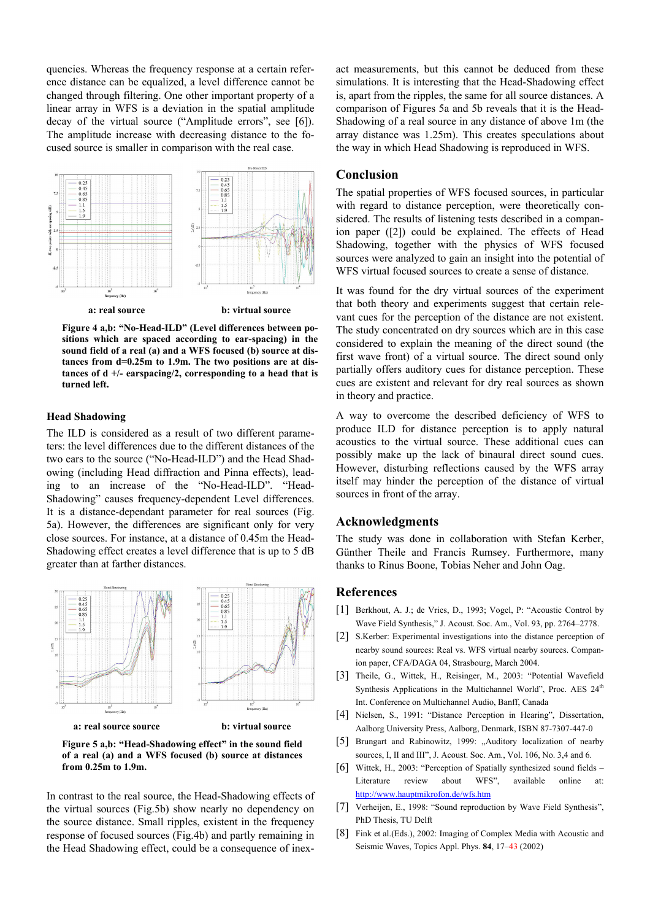quencies. Whereas the frequency response at a certain reference distance can be equalized, a level difference cannot be changed through filtering. One other important property of a linear array in WFS is a deviation in the spatial amplitude decay of the virtual source ("Amplitude errors", see [6]). The amplitude increase with decreasing distance to the focused source is smaller in comparison with the real case.

a: real source

b: virtual source

**Figure 4 a,b: "No-Head-ILD" (Level differences between positions which are spaced according to ear-spacing) in the sound field of a real (a) and a WFS focused (b) source at distances from d=0.25m to 1.9m. The two positions are at distances of d +/- earspacing/2, corresponding to a head that is turned left.**

### Head Shadowing

The ILD is considered as a result of two different parameters: the level differences due to the different distances of the two ears to the source ("No-Head-ILD") and the Head Shadowing (including Head diffraction and Pinna effects), leading to an increase of the "No-Head-ILD". "Head-Shadowing" causes frequency-dependent Level differences. It is a distance-dependant parameter for real sources (Fig. 5a). However, the differences are significant only for very close sources. For instance, at a distance of 0.45m the Head-Shadowing effect creates a level difference that is up to 5 dB greater than at farther distances.

a: real source source

b: virtual source

**Figure 5 a,b: "Head-Shadowing effect" in the sound field of a real (a) and a WFS focused (b) source at distances from 0.25m to 1.9m.**

In contrast to the real source, the Head-Shadowing effects of the virtual sources (Fig.5b) show nearly no dependency on the source distance. Small ripples, existent in the frequency response of focused sources (Fig.4b) and partly remaining in the Head Shadowing effect, could be a consequence of inexact measurements, but this cannot be deduced from these simulations. It is interesting that the Head-Shadowing effect is, apart from the ripples, the same for all source distances. A comparison of Figures 5a and 5b reveals that it is the Head-Shadowing of a real source in any distance of above 1m (the array distance was 1.25m). This creates speculations about the way in which Head Shadowing is reproduced in WFS.

## Conclusion

The spatial properties of WFS focused sources, in particular with regard to distance perception, were theoretically considered. The results of listening tests described in a companion paper ([2]) could be explained. The effects of Head Shadowing, together with the physics of WFS focused sources were analyzed to gain an insight into the potential of WFS virtual focused sources to create a sense of distance.

It was found for the dry virtual sources of the experiment that both theory and experiments suggest that certain relevant cues for the perception of the distance are not existent. The study concentrated on dry sources which are in this case considered to explain the meaning of the direct sound (the first wave front) of a virtual source. The direct sound only partially offers auditory cues for distance perception. These cues are existent and relevant for dry real sources as shown in theory and practice.

A way to overcome the described deficiency of WFS to produce ILD for distance perception is to apply natural acoustics to the virtual source. These additional cues can possibly make up the lack of binaural direct sound cues. However, disturbing reflections caused by the WFS array itself may hinder the perception of the distance of virtual sources in front of the array.

## Acknowledgments

The study was done in collaboration with Stefan Kerber, Günther Theile and Francis Rumsey. Furthermore, many thanks to Rinus Boone, Tobias Neher and John Oag.

## References

[1] Berkhout, A. J.; de Vries, D., 1993; Vogel, P: "Acoustic Control by Wave Field Synthesis," J. Acoust. Soc. Am., Vol. 93, pp. 2764–2778.

[2] S.Kerber: Experimental investigations into the distance perception of nearby sound sources: Real vs. WFS virtual nearby sources. Companion paper, CFA/DAGA 04, Strasbourg, March 2004.

[3] Theile, G., Wittek, H., Reisinger, M., 2003: "Potential Wavefield Synthesis Applications in the Multichannel World", Proc. AES 24th Int. Conference on Multichannel Audio, Banff, Canada

[4] Nielsen, S., 1991: "Distance Perception in Hearing", Dissertation, Aalborg University Press, Aalborg, Denmark, ISBN 87-7307-447-0

[5] Brungart and Rabinowitz, 1999: „Auditory localization of nearby sources, I, II and III", J. Acoust. Soc. Am., Vol. 106, No. 3,4 and 6.

[6] Wittek, H., 2003: "Perception of Spatially synthesized sound fields – Literature review about WFS", available online at: http://www.hauptmikrofon.de/wfs.htm

[7] Verheijen, E., 1998: "Sound reproduction by Wave Field Synthesis", PhD Thesis, TU Delft

[8] Fink et al.(Eds.), 2002: Imaging of Complex Media with Acoustic and Seismic Waves, Topics Appl. Phys. **84**, 17–43 (2002)